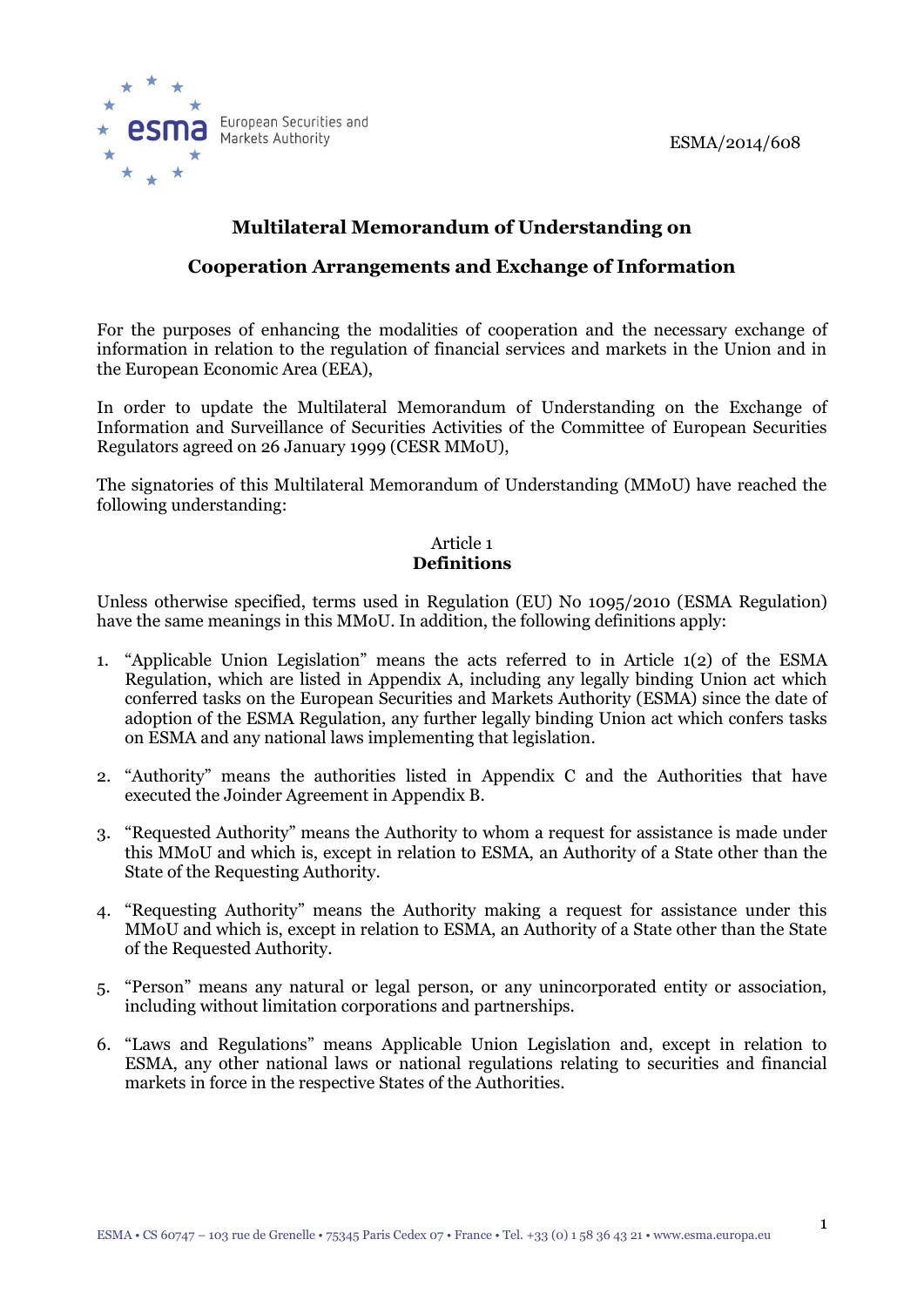ESMA/2014/608

# Multilateral Memorandum of Understanding on Cooperation Arrangements and Exchange of Information

For the purposes of enhancing the modalities of cooperation and the necessary exchange of information in relation to the regulation of financial services and markets in the Union and in the European Economic Area (EEA),

In order to update the Multilateral Memorandum of Understanding on the Exchange of Information and Surveillance of Securities Activities of the Committee of European Securities Regulators agreed on 26 January 1999 (CESR MMoU),

The signatories of this Multilateral Memorandum of Understanding (MMoU) have reached the following understanding:

## Article 1
## Definitions

Unless otherwise specified, terms used in Regulation (EU) No 1095/2010 (ESMA Regulation) have the same meanings in this MMoU. In addition, the following definitions apply:

1. "Applicable Union Legislation" means the acts referred to in Article 1(2) of the ESMA Regulation, which are listed in Appendix A, including any legally binding Union act which conferred tasks on the European Securities and Markets Authority (ESMA) since the date of adoption of the ESMA Regulation, any further legally binding Union act which confers tasks on ESMA and any national laws implementing that legislation.

2. "Authority" means the authorities listed in Appendix C and the Authorities that have executed the Joinder Agreement in Appendix B.

3. "Requested Authority" means the Authority to whom a request for assistance is made under this MMoU and which is, except in relation to ESMA, an Authority of a State other than the State of the Requesting Authority.

4. "Requesting Authority" means the Authority making a request for assistance under this MMoU and which is, except in relation to ESMA, an Authority of a State other than the State of the Requested Authority.

5. "Person" means any natural or legal person, or any unincorporated entity or association, including without limitation corporations and partnerships.

6. "Laws and Regulations" means Applicable Union Legislation and, except in relation to ESMA, any other national laws or national regulations relating to securities and financial markets in force in the respective States of the Authorities.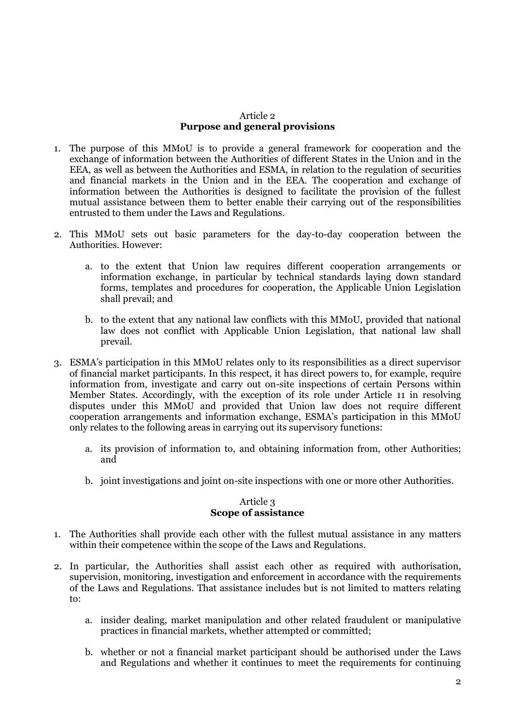## Article 2
## Purpose and general provisions

1. The purpose of this MMoU is to provide a general framework for cooperation and the exchange of information between the Authorities of different States in the Union and in the EEA, as well as between the Authorities and ESMA, in relation to the regulation of securities and financial markets in the Union and in the EEA. The cooperation and exchange of information between the Authorities is designed to facilitate the provision of the fullest mutual assistance between them to better enable their carrying out of the responsibilities entrusted to them under the Laws and Regulations.

2. This MMoU sets out basic parameters for the day-to-day cooperation between the Authorities. However:

   a. to the extent that Union law requires different cooperation arrangements or information exchange, in particular by technical standards laying down standard forms, templates and procedures for cooperation, the Applicable Union Legislation shall prevail; and

   b. to the extent that any national law conflicts with this MMoU, provided that national law does not conflict with Applicable Union Legislation, that national law shall prevail.

3. ESMA's participation in this MMoU relates only to its responsibilities as a direct supervisor of financial market participants. In this respect, it has direct powers to, for example, require information from, investigate and carry out on-site inspections of certain Persons within Member States. Accordingly, with the exception of its role under Article 11 in resolving disputes under this MMoU and provided that Union law does not require different cooperation arrangements and information exchange, ESMA's participation in this MMoU only relates to the following areas in carrying out its supervisory functions:

   a. its provision of information to, and obtaining information from, other Authorities; and

   b. joint investigations and joint on-site inspections with one or more other Authorities.

## Article 3
## Scope of assistance

1. The Authorities shall provide each other with the fullest mutual assistance in any matters within their competence within the scope of the Laws and Regulations.

2. In particular, the Authorities shall assist each other as required with authorisation, supervision, monitoring, investigation and enforcement in accordance with the requirements of the Laws and Regulations. That assistance includes but is not limited to matters relating to:

   a. insider dealing, market manipulation and other related fraudulent or manipulative practices in financial markets, whether attempted or committed;

   b. whether or not a financial market participant should be authorised under the Laws and Regulations and whether it continues to meet the requirements for continuing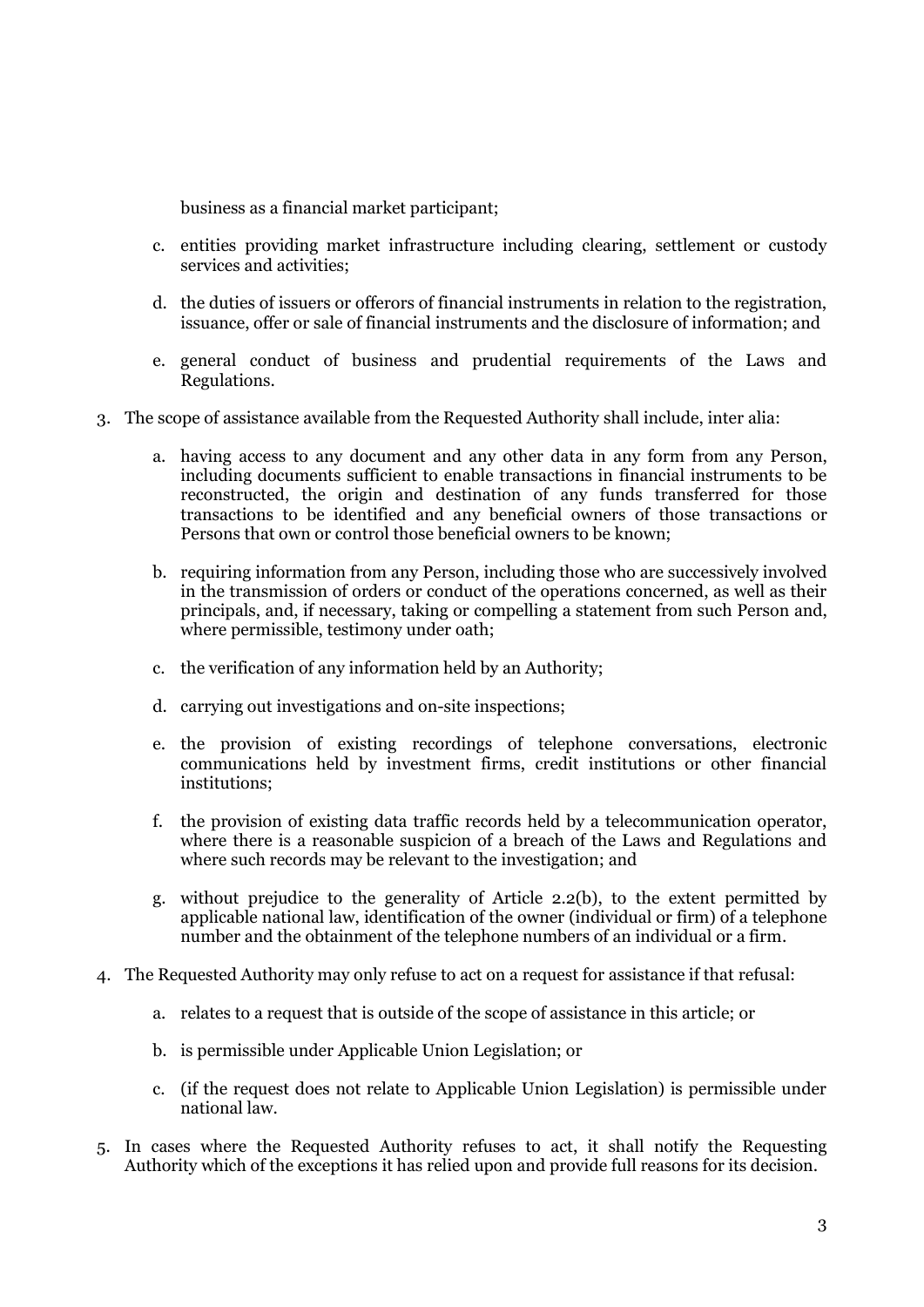business as a financial market participant;

c. entities providing market infrastructure including clearing, settlement or custody services and activities;

d. the duties of issuers or offerors of financial instruments in relation to the registration, issuance, offer or sale of financial instruments and the disclosure of information; and

e. general conduct of business and prudential requirements of the Laws and Regulations.

3. The scope of assistance available from the Requested Authority shall include, inter alia:

   a. having access to any document and any other data in any form from any Person, including documents sufficient to enable transactions in financial instruments to be reconstructed, the origin and destination of any funds transferred for those transactions to be identified and any beneficial owners of those transactions or Persons that own or control those beneficial owners to be known;

   b. requiring information from any Person, including those who are successively involved in the transmission of orders or conduct of the operations concerned, as well as their principals, and, if necessary, taking or compelling a statement from such Person and, where permissible, testimony under oath;

   c. the verification of any information held by an Authority;

   d. carrying out investigations and on-site inspections;

   e. the provision of existing recordings of telephone conversations, electronic communications held by investment firms, credit institutions or other financial institutions;

   f. the provision of existing data traffic records held by a telecommunication operator, where there is a reasonable suspicion of a breach of the Laws and Regulations and where such records may be relevant to the investigation; and

   g. without prejudice to the generality of Article 2.2(b), to the extent permitted by applicable national law, identification of the owner (individual or firm) of a telephone number and the obtainment of the telephone numbers of an individual or a firm.

4. The Requested Authority may only refuse to act on a request for assistance if that refusal:

   a. relates to a request that is outside of the scope of assistance in this article; or

   b. is permissible under Applicable Union Legislation; or

   c. (if the request does not relate to Applicable Union Legislation) is permissible under national law.

5. In cases where the Requested Authority refuses to act, it shall notify the Requesting Authority which of the exceptions it has relied upon and provide full reasons for its decision.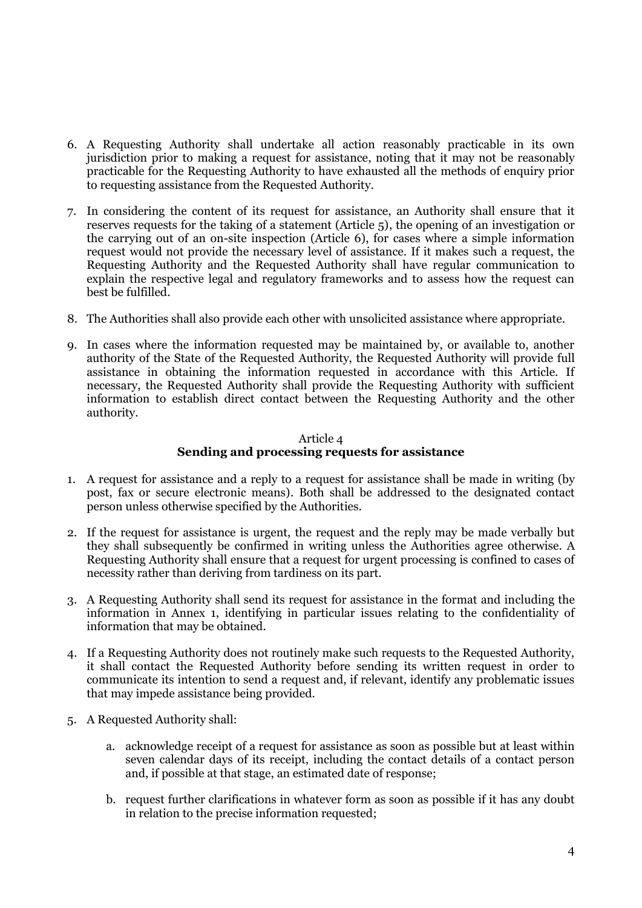6. A Requesting Authority shall undertake all action reasonably practicable in its own jurisdiction prior to making a request for assistance, noting that it may not be reasonably practicable for the Requesting Authority to have exhausted all the methods of enquiry prior to requesting assistance from the Requested Authority.

7. In considering the content of its request for assistance, an Authority shall ensure that it reserves requests for the taking of a statement (Article 5), the opening of an investigation or the carrying out of an on-site inspection (Article 6), for cases where a simple information request would not provide the necessary level of assistance. If it makes such a request, the Requesting Authority and the Requested Authority shall have regular communication to explain the respective legal and regulatory frameworks and to assess how the request can best be fulfilled.

8. The Authorities shall also provide each other with unsolicited assistance where appropriate.

9. In cases where the information requested may be maintained by, or available to, another authority of the State of the Requested Authority, the Requested Authority will provide full assistance in obtaining the information requested in accordance with this Article. If necessary, the Requested Authority shall provide the Requesting Authority with sufficient information to establish direct contact between the Requesting Authority and the other authority.

## Article 4
## Sending and processing requests for assistance

1. A request for assistance and a reply to a request for assistance shall be made in writing (by post, fax or secure electronic means). Both shall be addressed to the designated contact person unless otherwise specified by the Authorities.

2. If the request for assistance is urgent, the request and the reply may be made verbally but they shall subsequently be confirmed in writing unless the Authorities agree otherwise. A Requesting Authority shall ensure that a request for urgent processing is confined to cases of necessity rather than deriving from tardiness on its part.

3. A Requesting Authority shall send its request for assistance in the format and including the information in Annex 1, identifying in particular issues relating to the confidentiality of information that may be obtained.

4. If a Requesting Authority does not routinely make such requests to the Requested Authority, it shall contact the Requested Authority before sending its written request in order to communicate its intention to send a request and, if relevant, identify any problematic issues that may impede assistance being provided.

5. A Requested Authority shall:

    a. acknowledge receipt of a request for assistance as soon as possible but at least within seven calendar days of its receipt, including the contact details of a contact person and, if possible at that stage, an estimated date of response;

    b. request further clarifications in whatever form as soon as possible if it has any doubt in relation to the precise information requested;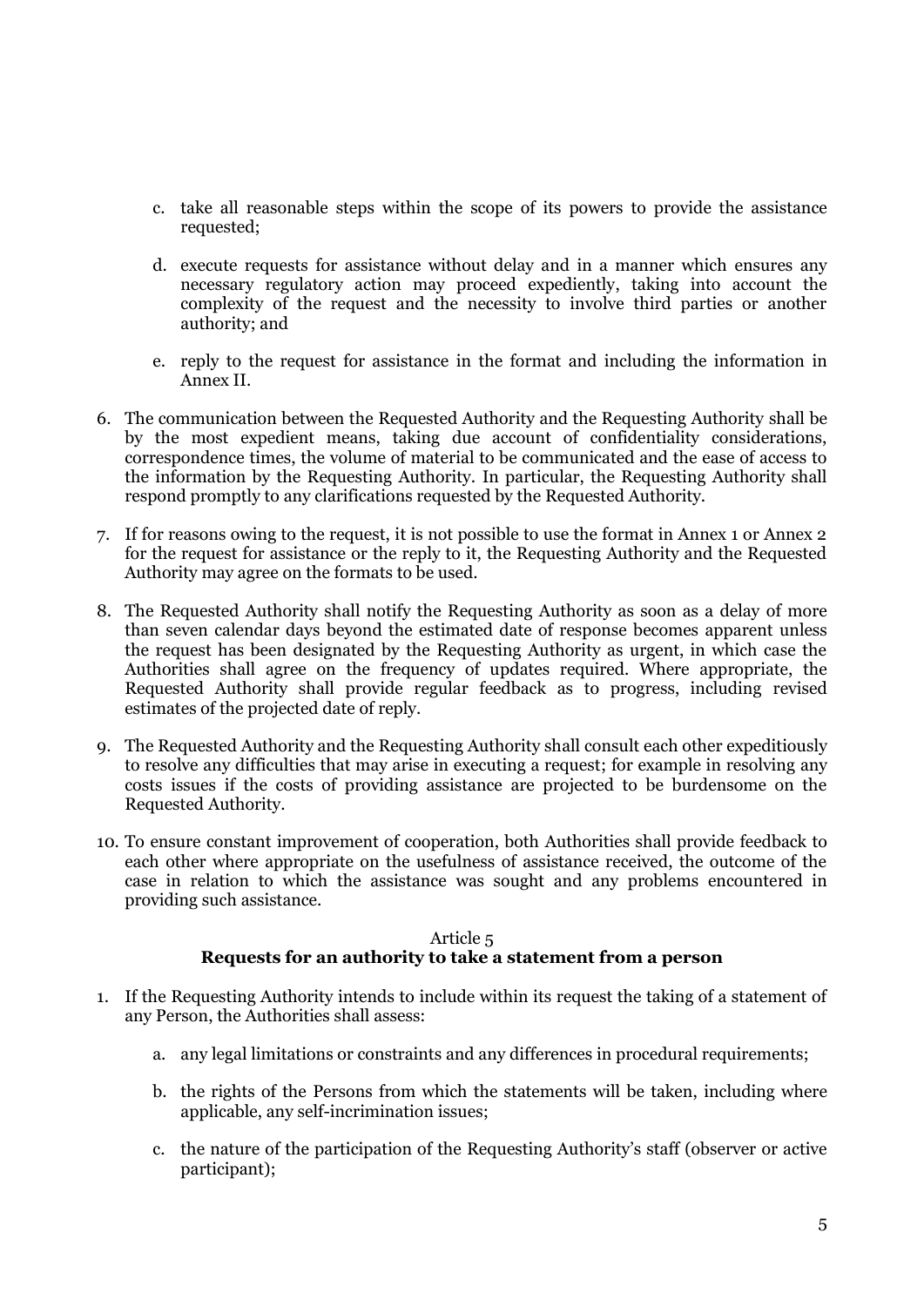c. take all reasonable steps within the scope of its powers to provide the assistance requested;

d. execute requests for assistance without delay and in a manner which ensures any necessary regulatory action may proceed expediently, taking into account the complexity of the request and the necessity to involve third parties or another authority; and

e. reply to the request for assistance in the format and including the information in Annex II.

6. The communication between the Requested Authority and the Requesting Authority shall be by the most expedient means, taking due account of confidentiality considerations, correspondence times, the volume of material to be communicated and the ease of access to the information by the Requesting Authority. In particular, the Requesting Authority shall respond promptly to any clarifications requested by the Requested Authority.

7. If for reasons owing to the request, it is not possible to use the format in Annex 1 or Annex 2 for the request for assistance or the reply to it, the Requesting Authority and the Requested Authority may agree on the formats to be used.

8. The Requested Authority shall notify the Requesting Authority as soon as a delay of more than seven calendar days beyond the estimated date of response becomes apparent unless the request has been designated by the Requesting Authority as urgent, in which case the Authorities shall agree on the frequency of updates required. Where appropriate, the Requested Authority shall provide regular feedback as to progress, including revised estimates of the projected date of reply.

9. The Requested Authority and the Requesting Authority shall consult each other expeditiously to resolve any difficulties that may arise in executing a request; for example in resolving any costs issues if the costs of providing assistance are projected to be burdensome on the Requested Authority.

10. To ensure constant improvement of cooperation, both Authorities shall provide feedback to each other where appropriate on the usefulness of assistance received, the outcome of the case in relation to which the assistance was sought and any problems encountered in providing such assistance.

## Article 5
## **Requests for an authority to take a statement from a person**

1. If the Requesting Authority intends to include within its request the taking of a statement of any Person, the Authorities shall assess:

   a. any legal limitations or constraints and any differences in procedural requirements;

   b. the rights of the Persons from which the statements will be taken, including where applicable, any self-incrimination issues;

   c. the nature of the participation of the Requesting Authority's staff (observer or active participant);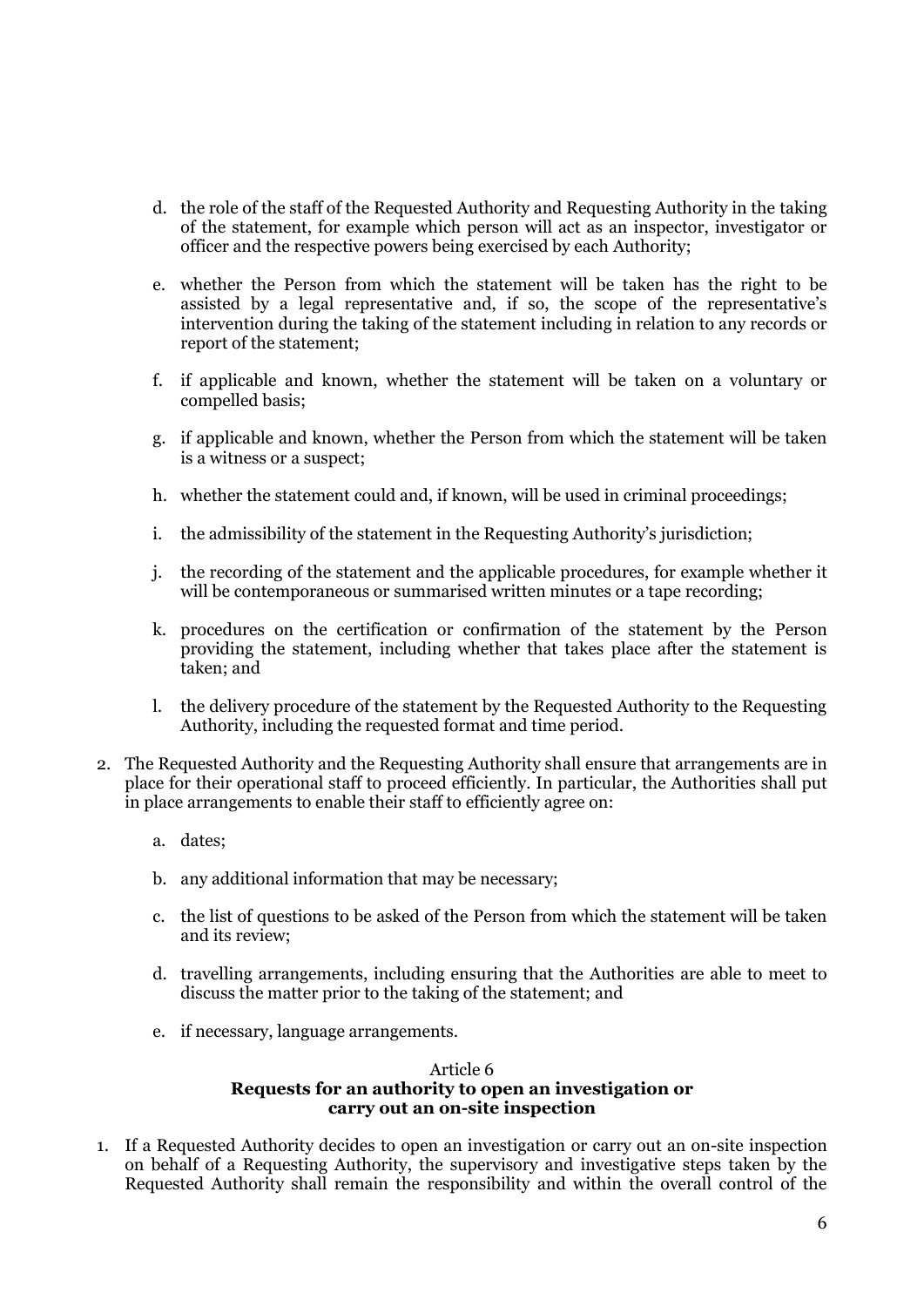d. the role of the staff of the Requested Authority and Requesting Authority in the taking of the statement, for example which person will act as an inspector, investigator or officer and the respective powers being exercised by each Authority;

e. whether the Person from which the statement will be taken has the right to be assisted by a legal representative and, if so, the scope of the representative's intervention during the taking of the statement including in relation to any records or report of the statement;

f. if applicable and known, whether the statement will be taken on a voluntary or compelled basis;

g. if applicable and known, whether the Person from which the statement will be taken is a witness or a suspect;

h. whether the statement could and, if known, will be used in criminal proceedings;

i. the admissibility of the statement in the Requesting Authority's jurisdiction;

j. the recording of the statement and the applicable procedures, for example whether it will be contemporaneous or summarised written minutes or a tape recording;

k. procedures on the certification or confirmation of the statement by the Person providing the statement, including whether that takes place after the statement is taken; and

l. the delivery procedure of the statement by the Requested Authority to the Requesting Authority, including the requested format and time period.

2. The Requested Authority and the Requesting Authority shall ensure that arrangements are in place for their operational staff to proceed efficiently. In particular, the Authorities shall put in place arrangements to enable their staff to efficiently agree on:

   a. dates;

   b. any additional information that may be necessary;

   c. the list of questions to be asked of the Person from which the statement will be taken and its review;

   d. travelling arrangements, including ensuring that the Authorities are able to meet to discuss the matter prior to the taking of the statement; and

   e. if necessary, language arrangements.

Article 6
**Requests for an authority to open an investigation or carry out an on-site inspection**

1. If a Requested Authority decides to open an investigation or carry out an on-site inspection on behalf of a Requesting Authority, the supervisory and investigative steps taken by the Requested Authority shall remain the responsibility and within the overall control of the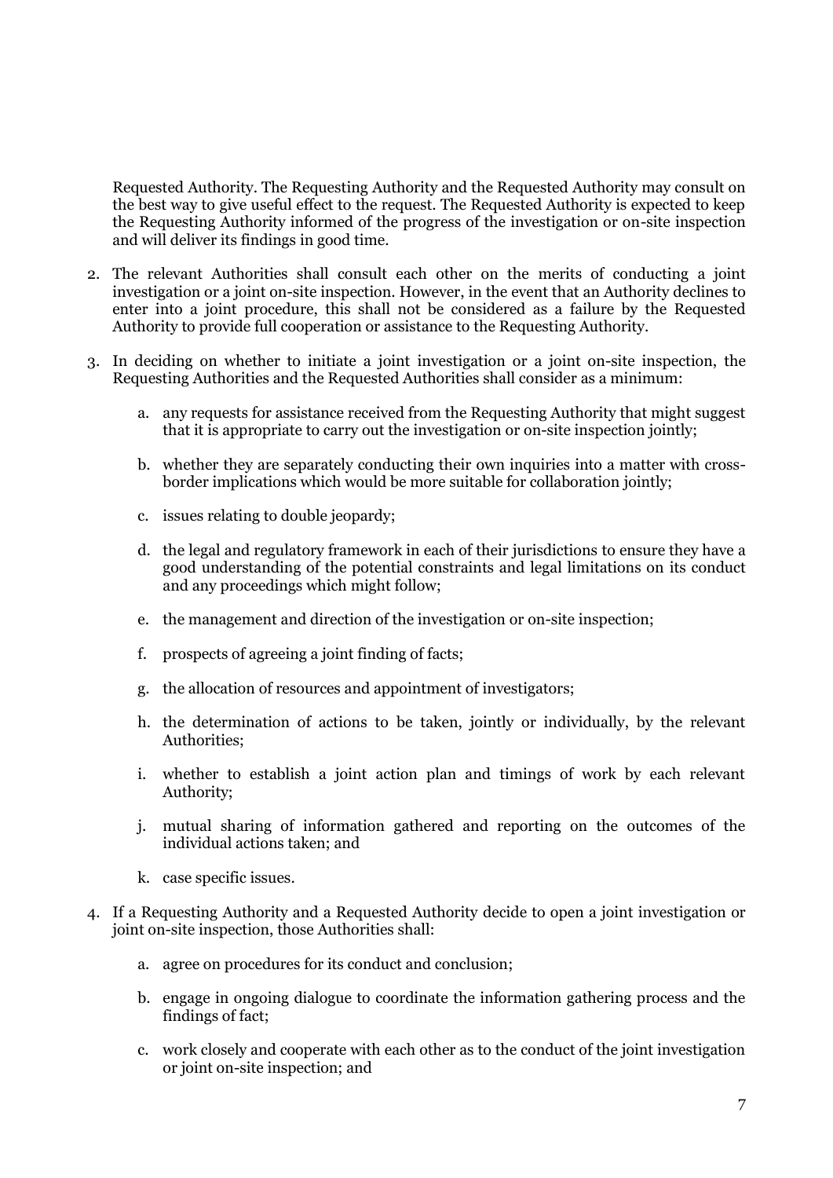Requested Authority. The Requesting Authority and the Requested Authority may consult on the best way to give useful effect to the request. The Requested Authority is expected to keep the Requesting Authority informed of the progress of the investigation or on-site inspection and will deliver its findings in good time.

2. The relevant Authorities shall consult each other on the merits of conducting a joint investigation or a joint on-site inspection. However, in the event that an Authority declines to enter into a joint procedure, this shall not be considered as a failure by the Requested Authority to provide full cooperation or assistance to the Requesting Authority.

3. In deciding on whether to initiate a joint investigation or a joint on-site inspection, the Requesting Authorities and the Requested Authorities shall consider as a minimum:

    a. any requests for assistance received from the Requesting Authority that might suggest that it is appropriate to carry out the investigation or on-site inspection jointly;

    b. whether they are separately conducting their own inquiries into a matter with cross-border implications which would be more suitable for collaboration jointly;

    c. issues relating to double jeopardy;

    d. the legal and regulatory framework in each of their jurisdictions to ensure they have a good understanding of the potential constraints and legal limitations on its conduct and any proceedings which might follow;

    e. the management and direction of the investigation or on-site inspection;

    f. prospects of agreeing a joint finding of facts;

    g. the allocation of resources and appointment of investigators;

    h. the determination of actions to be taken, jointly or individually, by the relevant Authorities;

    i. whether to establish a joint action plan and timings of work by each relevant Authority;

    j. mutual sharing of information gathered and reporting on the outcomes of the individual actions taken; and

    k. case specific issues.

4. If a Requesting Authority and a Requested Authority decide to open a joint investigation or joint on-site inspection, those Authorities shall:

    a. agree on procedures for its conduct and conclusion;

    b. engage in ongoing dialogue to coordinate the information gathering process and the findings of fact;

    c. work closely and cooperate with each other as to the conduct of the joint investigation or joint on-site inspection; and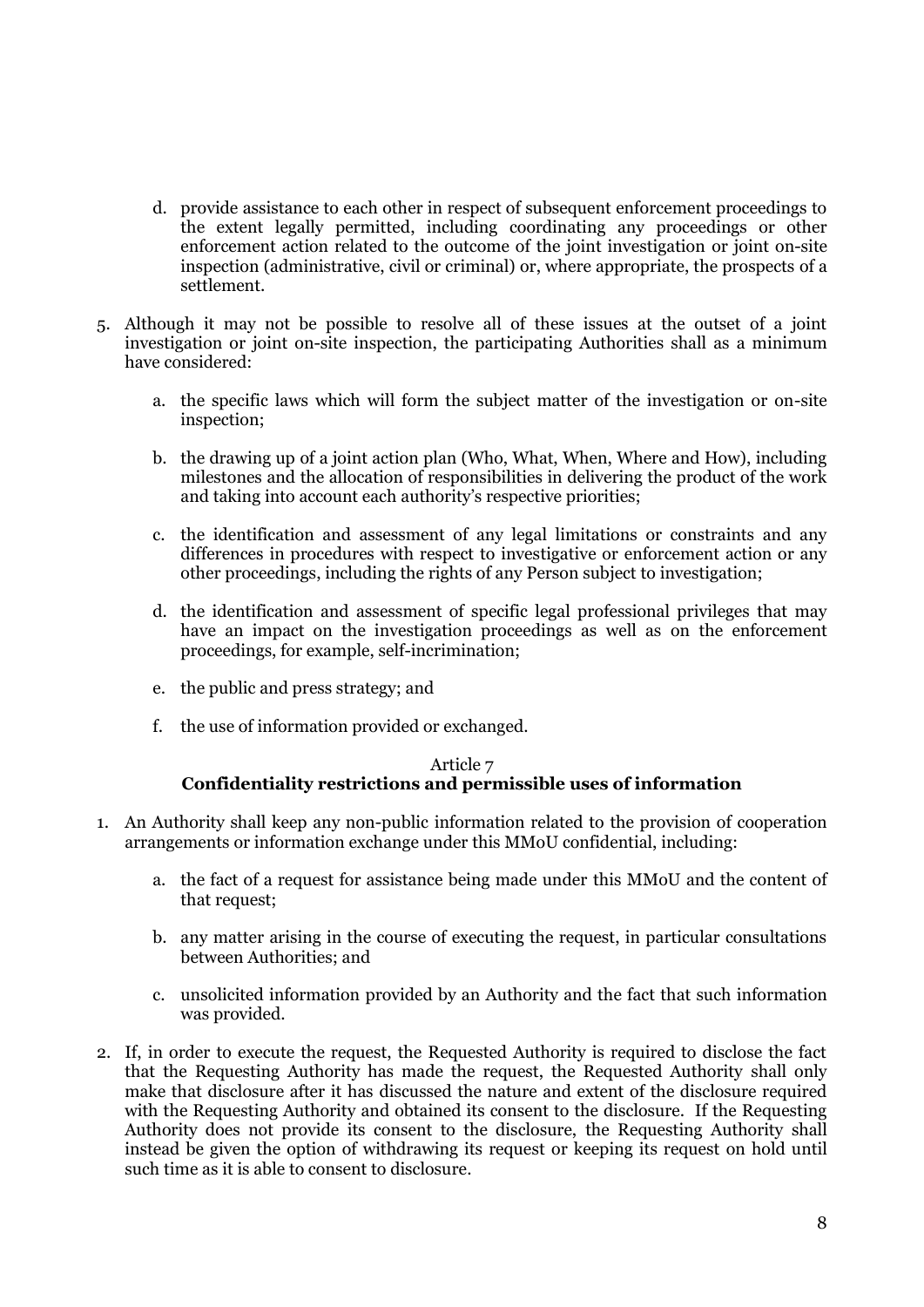d. provide assistance to each other in respect of subsequent enforcement proceedings to the extent legally permitted, including coordinating any proceedings or other enforcement action related to the outcome of the joint investigation or joint on-site inspection (administrative, civil or criminal) or, where appropriate, the prospects of a settlement.

5. Although it may not be possible to resolve all of these issues at the outset of a joint investigation or joint on-site inspection, the participating Authorities shall as a minimum have considered:

   a. the specific laws which will form the subject matter of the investigation or on-site inspection;

   b. the drawing up of a joint action plan (Who, What, When, Where and How), including milestones and the allocation of responsibilities in delivering the product of the work and taking into account each authority's respective priorities;

   c. the identification and assessment of any legal limitations or constraints and any differences in procedures with respect to investigative or enforcement action or any other proceedings, including the rights of any Person subject to investigation;

   d. the identification and assessment of specific legal professional privileges that may have an impact on the investigation proceedings as well as on the enforcement proceedings, for example, self-incrimination;

   e. the public and press strategy; and

   f. the use of information provided or exchanged.

## Article 7
## Confidentiality restrictions and permissible uses of information

1. An Authority shall keep any non-public information related to the provision of cooperation arrangements or information exchange under this MMoU confidential, including:

   a. the fact of a request for assistance being made under this MMoU and the content of that request;

   b. any matter arising in the course of executing the request, in particular consultations between Authorities; and

   c. unsolicited information provided by an Authority and the fact that such information was provided.

2. If, in order to execute the request, the Requested Authority is required to disclose the fact that the Requesting Authority has made the request, the Requested Authority shall only make that disclosure after it has discussed the nature and extent of the disclosure required with the Requesting Authority and obtained its consent to the disclosure. If the Requesting Authority does not provide its consent to the disclosure, the Requesting Authority shall instead be given the option of withdrawing its request or keeping its request on hold until such time as it is able to consent to disclosure.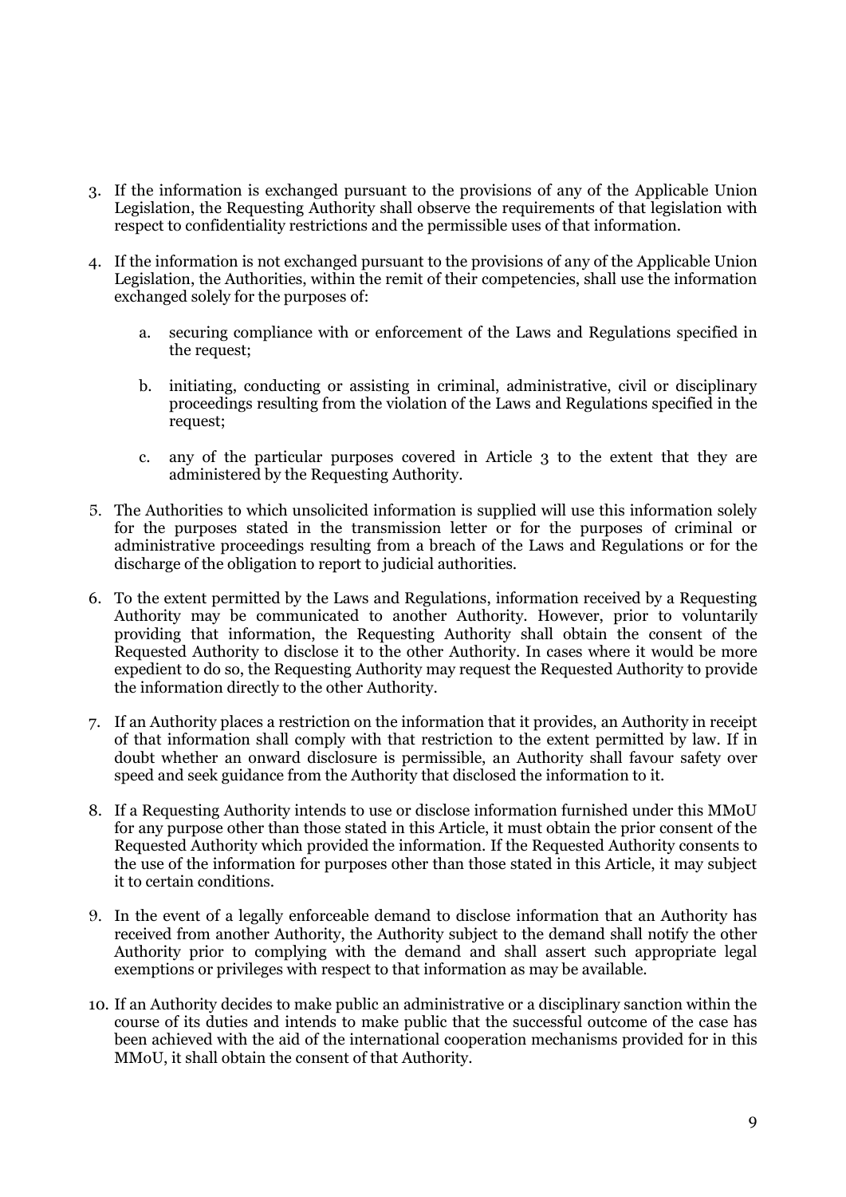3. If the information is exchanged pursuant to the provisions of any of the Applicable Union Legislation, the Requesting Authority shall observe the requirements of that legislation with respect to confidentiality restrictions and the permissible uses of that information.

4. If the information is not exchanged pursuant to the provisions of any of the Applicable Union Legislation, the Authorities, within the remit of their competencies, shall use the information exchanged solely for the purposes of:

    a. securing compliance with or enforcement of the Laws and Regulations specified in the request;

    b. initiating, conducting or assisting in criminal, administrative, civil or disciplinary proceedings resulting from the violation of the Laws and Regulations specified in the request;

    c. any of the particular purposes covered in Article 3 to the extent that they are administered by the Requesting Authority.

5. The Authorities to which unsolicited information is supplied will use this information solely for the purposes stated in the transmission letter or for the purposes of criminal or administrative proceedings resulting from a breach of the Laws and Regulations or for the discharge of the obligation to report to judicial authorities.

6. To the extent permitted by the Laws and Regulations, information received by a Requesting Authority may be communicated to another Authority. However, prior to voluntarily providing that information, the Requesting Authority shall obtain the consent of the Requested Authority to disclose it to the other Authority. In cases where it would be more expedient to do so, the Requesting Authority may request the Requested Authority to provide the information directly to the other Authority.

7. If an Authority places a restriction on the information that it provides, an Authority in receipt of that information shall comply with that restriction to the extent permitted by law. If in doubt whether an onward disclosure is permissible, an Authority shall favour safety over speed and seek guidance from the Authority that disclosed the information to it.

8. If a Requesting Authority intends to use or disclose information furnished under this MMoU for any purpose other than those stated in this Article, it must obtain the prior consent of the Requested Authority which provided the information. If the Requested Authority consents to the use of the information for purposes other than those stated in this Article, it may subject it to certain conditions.

9. In the event of a legally enforceable demand to disclose information that an Authority has received from another Authority, the Authority subject to the demand shall notify the other Authority prior to complying with the demand and shall assert such appropriate legal exemptions or privileges with respect to that information as may be available.

10. If an Authority decides to make public an administrative or a disciplinary sanction within the course of its duties and intends to make public that the successful outcome of the case has been achieved with the aid of the international cooperation mechanisms provided for in this MMoU, it shall obtain the consent of that Authority.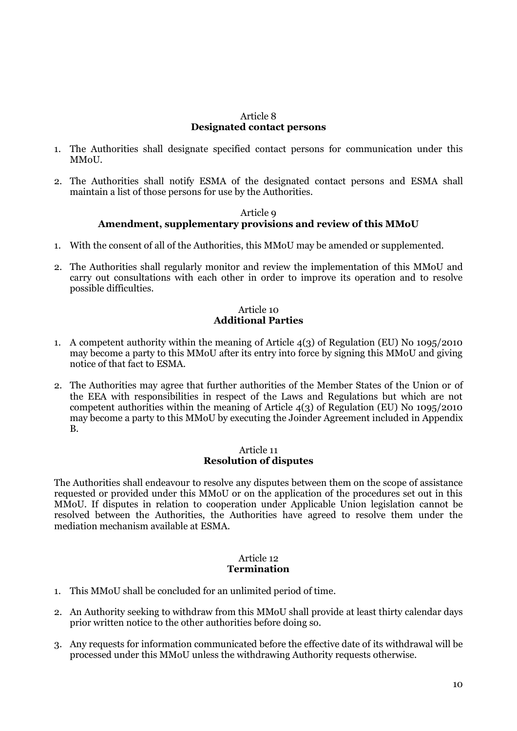## Article 8
## Designated contact persons

1. The Authorities shall designate specified contact persons for communication under this MMoU.

2. The Authorities shall notify ESMA of the designated contact persons and ESMA shall maintain a list of those persons for use by the Authorities.

## Article 9
## Amendment, supplementary provisions and review of this MMoU

1. With the consent of all of the Authorities, this MMoU may be amended or supplemented.

2. The Authorities shall regularly monitor and review the implementation of this MMoU and carry out consultations with each other in order to improve its operation and to resolve possible difficulties.

## Article 10
## Additional Parties

1. A competent authority within the meaning of Article 4(3) of Regulation (EU) No 1095/2010 may become a party to this MMoU after its entry into force by signing this MMoU and giving notice of that fact to ESMA.

2. The Authorities may agree that further authorities of the Member States of the Union or of the EEA with responsibilities in respect of the Laws and Regulations but which are not competent authorities within the meaning of Article 4(3) of Regulation (EU) No 1095/2010 may become a party to this MMoU by executing the Joinder Agreement included in Appendix B.

## Article 11
## Resolution of disputes

The Authorities shall endeavour to resolve any disputes between them on the scope of assistance requested or provided under this MMoU or on the application of the procedures set out in this MMoU. If disputes in relation to cooperation under Applicable Union legislation cannot be resolved between the Authorities, the Authorities have agreed to resolve them under the mediation mechanism available at ESMA.

## Article 12
## Termination

1. This MMoU shall be concluded for an unlimited period of time.

2. An Authority seeking to withdraw from this MMoU shall provide at least thirty calendar days prior written notice to the other authorities before doing so.

3. Any requests for information communicated before the effective date of its withdrawal will be processed under this MMoU unless the withdrawing Authority requests otherwise.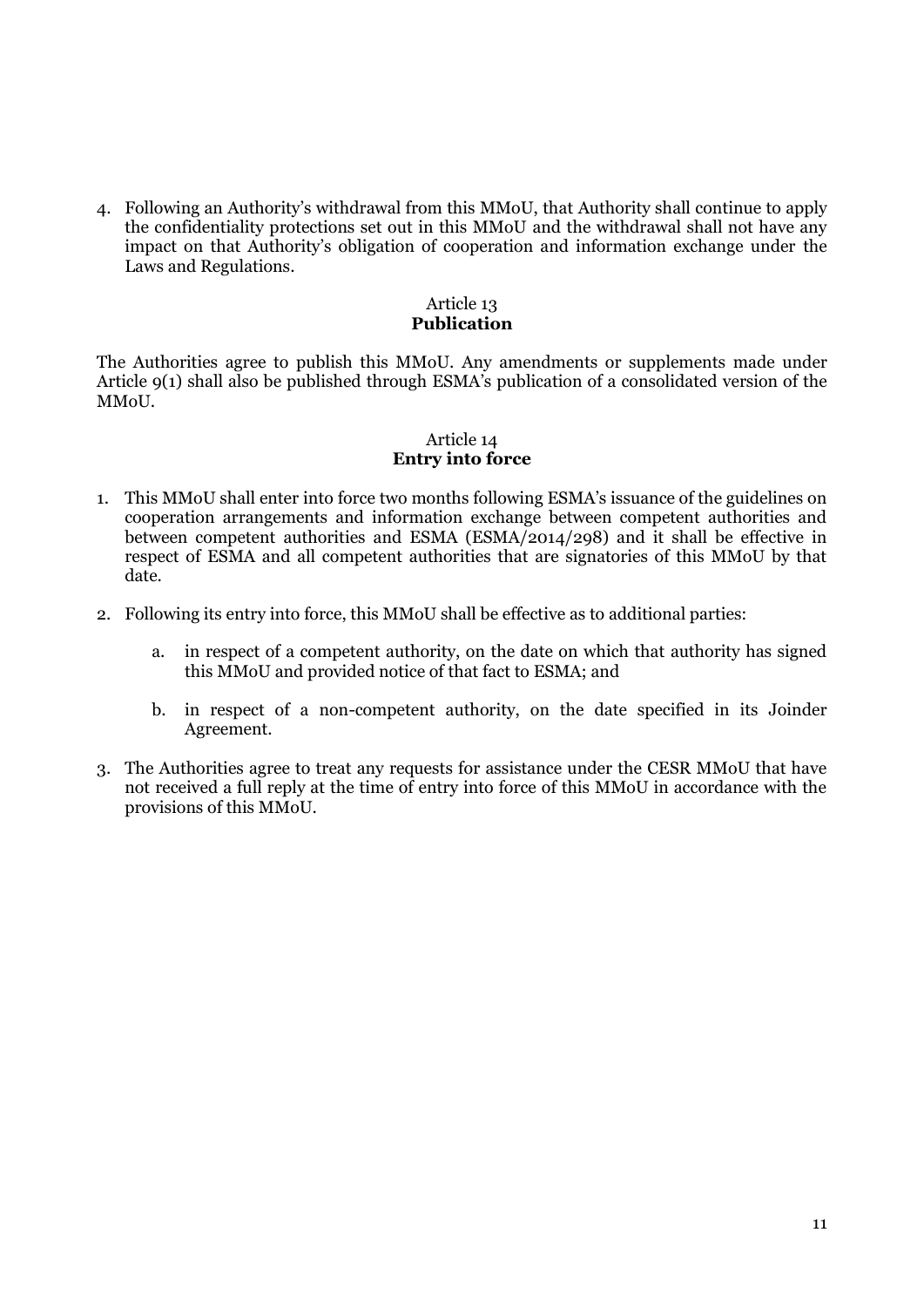4. Following an Authority's withdrawal from this MMoU, that Authority shall continue to apply the confidentiality protections set out in this MMoU and the withdrawal shall not have any impact on that Authority's obligation of cooperation and information exchange under the Laws and Regulations.

## Article 13
## Publication

The Authorities agree to publish this MMoU. Any amendments or supplements made under Article 9(1) shall also be published through ESMA's publication of a consolidated version of the MMoU.

## Article 14
## Entry into force

1. This MMoU shall enter into force two months following ESMA's issuance of the guidelines on cooperation arrangements and information exchange between competent authorities and between competent authorities and ESMA (ESMA/2014/298) and it shall be effective in respect of ESMA and all competent authorities that are signatories of this MMoU by that date.

2. Following its entry into force, this MMoU shall be effective as to additional parties:

    a. in respect of a competent authority, on the date on which that authority has signed this MMoU and provided notice of that fact to ESMA; and

    b. in respect of a non-competent authority, on the date specified in its Joinder Agreement.

3. The Authorities agree to treat any requests for assistance under the CESR MMoU that have not received a full reply at the time of entry into force of this MMoU in accordance with the provisions of this MMoU.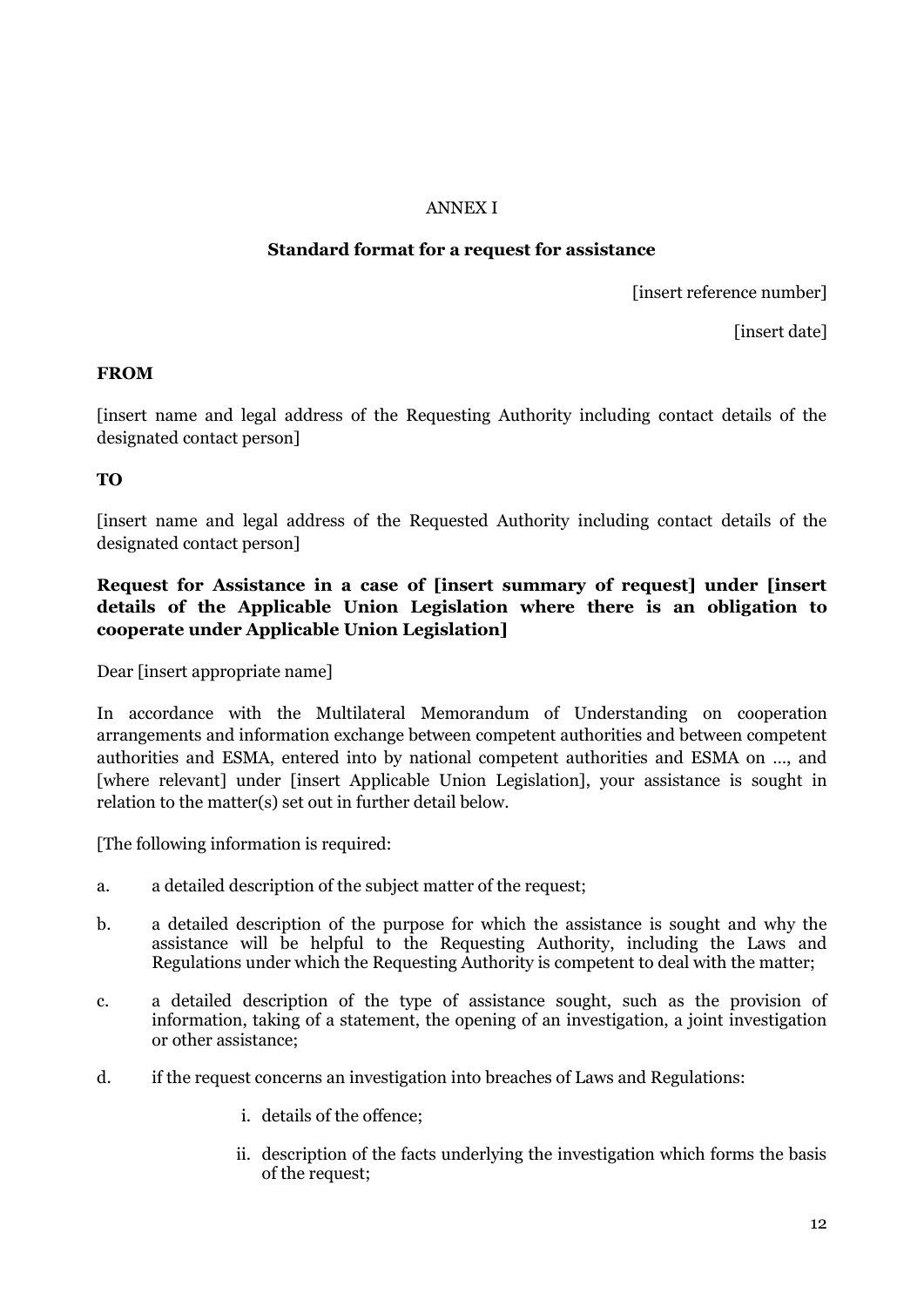ANNEX I

**Standard format for a request for assistance**

[insert reference number]

[insert date]

**FROM**

[insert name and legal address of the Requesting Authority including contact details of the designated contact person]

**TO**

[insert name and legal address of the Requested Authority including contact details of the designated contact person]

**Request for Assistance in a case of [insert summary of request] under [insert details of the Applicable Union Legislation where there is an obligation to cooperate under Applicable Union Legislation]**

Dear [insert appropriate name]

In accordance with the Multilateral Memorandum of Understanding on cooperation arrangements and information exchange between competent authorities and between competent authorities and ESMA, entered into by national competent authorities and ESMA on ..., and [where relevant] under [insert Applicable Union Legislation], your assistance is sought in relation to the matter(s) set out in further detail below.

[The following information is required:

a. a detailed description of the subject matter of the request;

b. a detailed description of the purpose for which the assistance is sought and why the assistance will be helpful to the Requesting Authority, including the Laws and Regulations under which the Requesting Authority is competent to deal with the matter;

c. a detailed description of the type of assistance sought, such as the provision of information, taking of a statement, the opening of an investigation, a joint investigation or other assistance;

d. if the request concerns an investigation into breaches of Laws and Regulations:

   i. details of the offence;

   ii. description of the facts underlying the investigation which forms the basis of the request;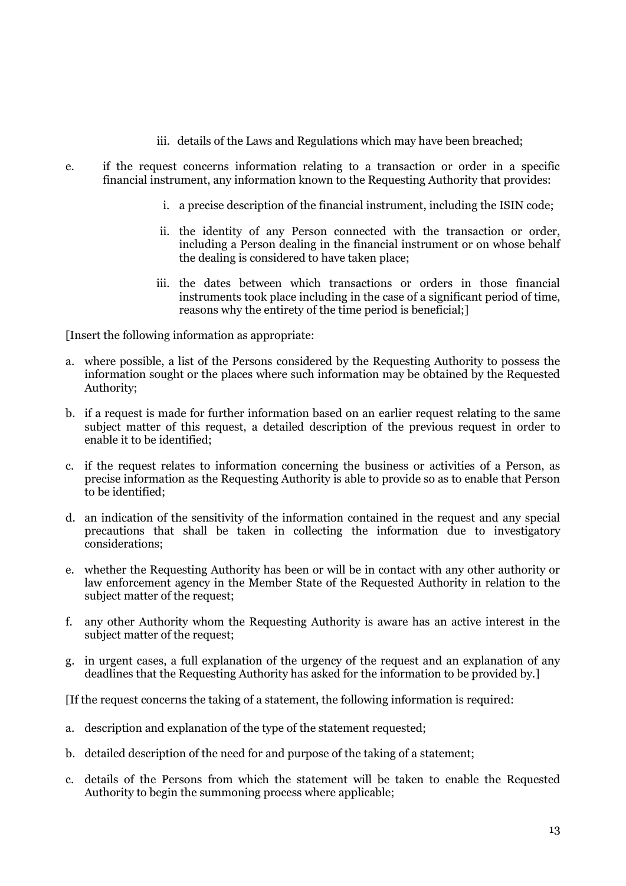iii. details of the Laws and Regulations which may have been breached;

e. if the request concerns information relating to a transaction or order in a specific financial instrument, any information known to the Requesting Authority that provides:

   i. a precise description of the financial instrument, including the ISIN code;

   ii. the identity of any Person connected with the transaction or order, including a Person dealing in the financial instrument or on whose behalf the dealing is considered to have taken place;

   iii. the dates between which transactions or orders in those financial instruments took place including in the case of a significant period of time, reasons why the entirety of the time period is beneficial;]

[Insert the following information as appropriate:

a. where possible, a list of the Persons considered by the Requesting Authority to possess the information sought or the places where such information may be obtained by the Requested Authority;

b. if a request is made for further information based on an earlier request relating to the same subject matter of this request, a detailed description of the previous request in order to enable it to be identified;

c. if the request relates to information concerning the business or activities of a Person, as precise information as the Requesting Authority is able to provide so as to enable that Person to be identified;

d. an indication of the sensitivity of the information contained in the request and any special precautions that shall be taken in collecting the information due to investigatory considerations;

e. whether the Requesting Authority has been or will be in contact with any other authority or law enforcement agency in the Member State of the Requested Authority in relation to the subject matter of the request;

f. any other Authority whom the Requesting Authority is aware has an active interest in the subject matter of the request;

g. in urgent cases, a full explanation of the urgency of the request and an explanation of any deadlines that the Requesting Authority has asked for the information to be provided by.]

[If the request concerns the taking of a statement, the following information is required:

a. description and explanation of the type of the statement requested;

b. detailed description of the need for and purpose of the taking of a statement;

c. details of the Persons from which the statement will be taken to enable the Requested Authority to begin the summoning process where applicable;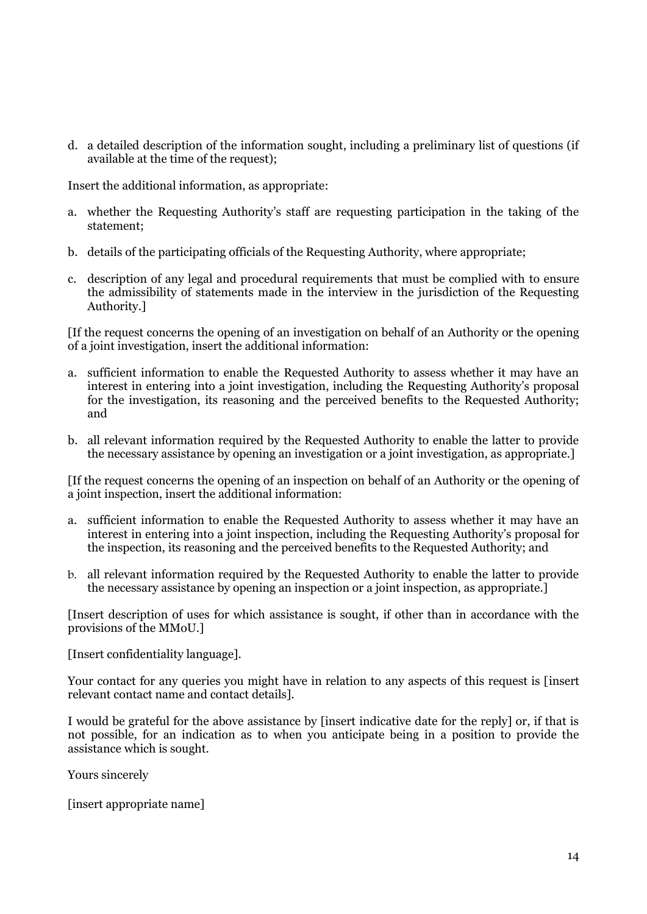d. a detailed description of the information sought, including a preliminary list of questions (if available at the time of the request);

Insert the additional information, as appropriate:

a. whether the Requesting Authority's staff are requesting participation in the taking of the statement;

b. details of the participating officials of the Requesting Authority, where appropriate;

c. description of any legal and procedural requirements that must be complied with to ensure the admissibility of statements made in the interview in the jurisdiction of the Requesting Authority.]

[If the request concerns the opening of an investigation on behalf of an Authority or the opening of a joint investigation, insert the additional information:

a. sufficient information to enable the Requested Authority to assess whether it may have an interest in entering into a joint investigation, including the Requesting Authority's proposal for the investigation, its reasoning and the perceived benefits to the Requested Authority; and

b. all relevant information required by the Requested Authority to enable the latter to provide the necessary assistance by opening an investigation or a joint investigation, as appropriate.]

[If the request concerns the opening of an inspection on behalf of an Authority or the opening of a joint inspection, insert the additional information:

a. sufficient information to enable the Requested Authority to assess whether it may have an interest in entering into a joint inspection, including the Requesting Authority's proposal for the inspection, its reasoning and the perceived benefits to the Requested Authority; and

b. all relevant information required by the Requested Authority to enable the latter to provide the necessary assistance by opening an inspection or a joint inspection, as appropriate.]

[Insert description of uses for which assistance is sought, if other than in accordance with the provisions of the MMoU.]

[Insert confidentiality language].

Your contact for any queries you might have in relation to any aspects of this request is [insert relevant contact name and contact details].

I would be grateful for the above assistance by [insert indicative date for the reply] or, if that is not possible, for an indication as to when you anticipate being in a position to provide the assistance which is sought.

Yours sincerely

[insert appropriate name]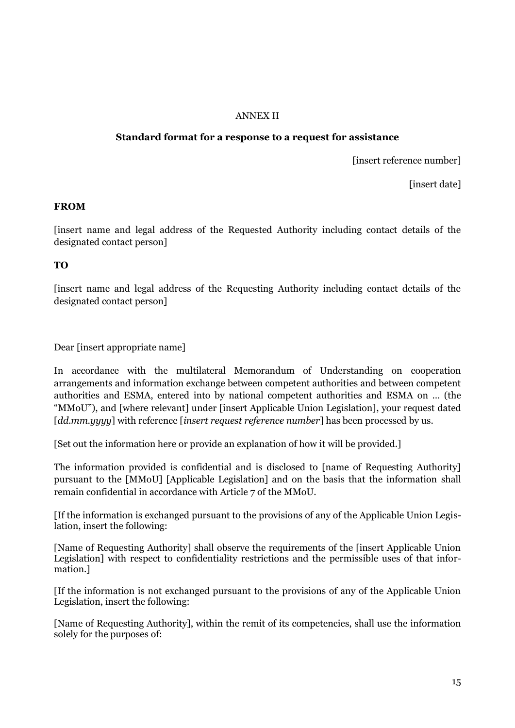ANNEX II

**Standard format for a response to a request for assistance**

[insert reference number]

[insert date]

**FROM**

[insert name and legal address of the Requested Authority including contact details of the designated contact person]

**TO**

[insert name and legal address of the Requesting Authority including contact details of the designated contact person]

Dear [insert appropriate name]

In accordance with the multilateral Memorandum of Understanding on cooperation arrangements and information exchange between competent authorities and between competent authorities and ESMA, entered into by national competent authorities and ESMA on … (the "MMoU"), and [where relevant] under [insert Applicable Union Legislation], your request dated [*dd.mm.yyyy*] with reference [*insert request reference number*] has been processed by us.

[Set out the information here or provide an explanation of how it will be provided.]

The information provided is confidential and is disclosed to [name of Requesting Authority] pursuant to the [MMoU] [Applicable Legislation] and on the basis that the information shall remain confidential in accordance with Article 7 of the MMoU.

[If the information is exchanged pursuant to the provisions of any of the Applicable Union Legislation, insert the following:

[Name of Requesting Authority] shall observe the requirements of the [insert Applicable Union Legislation] with respect to confidentiality restrictions and the permissible uses of that information.]

[If the information is not exchanged pursuant to the provisions of any of the Applicable Union Legislation, insert the following:

[Name of Requesting Authority], within the remit of its competencies, shall use the information solely for the purposes of: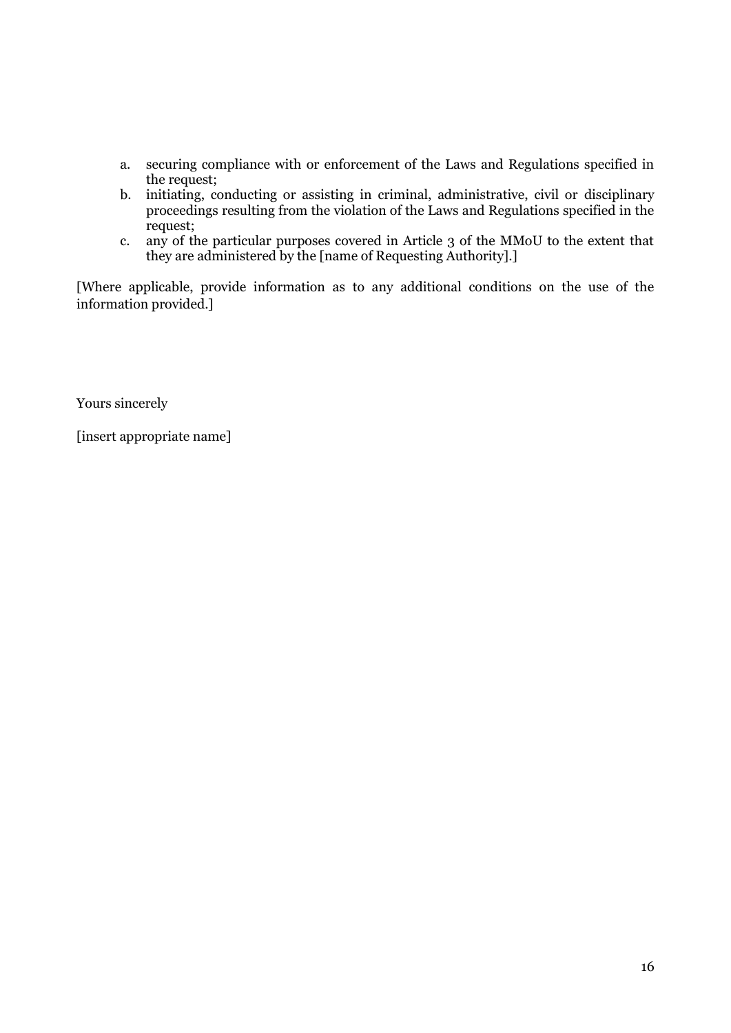a. securing compliance with or enforcement of the Laws and Regulations specified in the request;
b. initiating, conducting or assisting in criminal, administrative, civil or disciplinary proceedings resulting from the violation of the Laws and Regulations specified in the request;
c. any of the particular purposes covered in Article 3 of the MMoU to the extent that they are administered by the [name of Requesting Authority].]

[Where applicable, provide information as to any additional conditions on the use of the information provided.]

Yours sincerely

[insert appropriate name]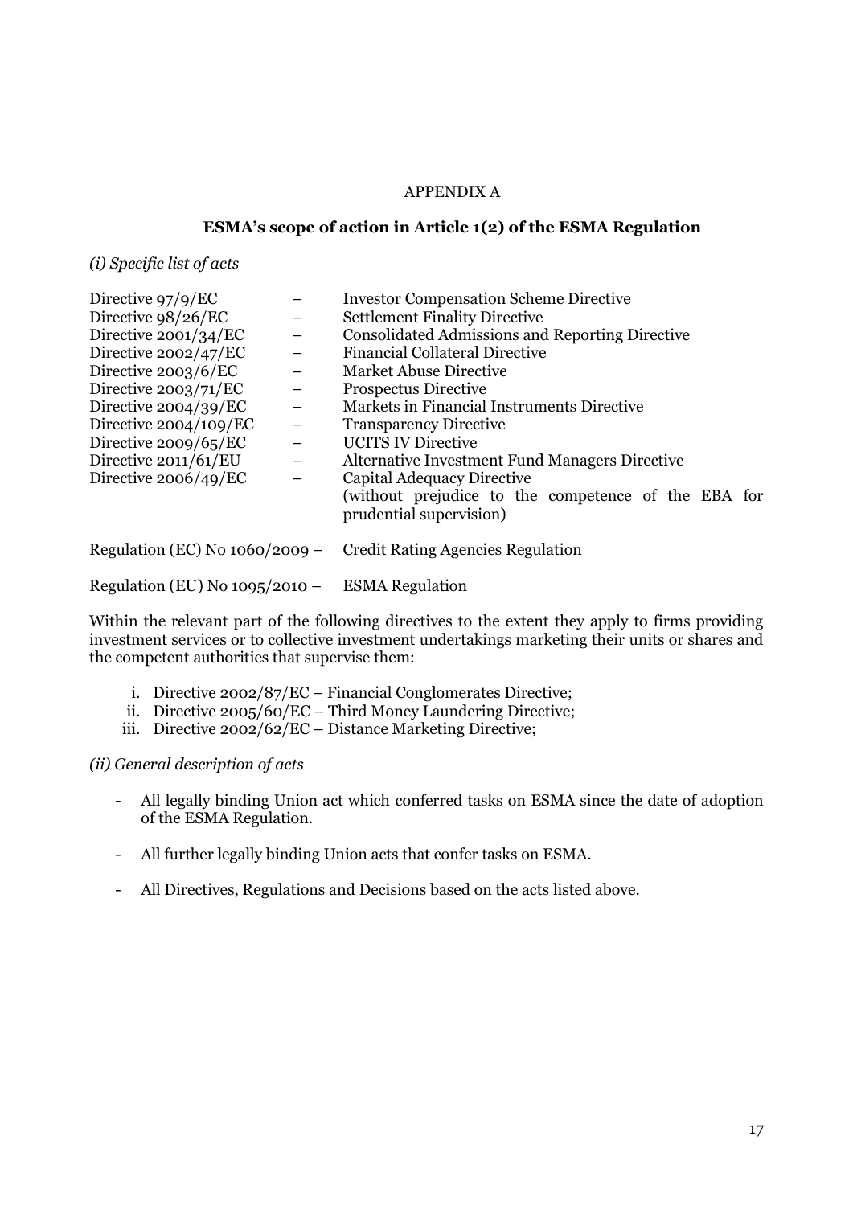APPENDIX A

**ESMA's scope of action in Article 1(2) of the ESMA Regulation**

*(i) Specific list of acts*

Directive 97/9/EC – Investor Compensation Scheme Directive
Directive 98/26/EC – Settlement Finality Directive
Directive 2001/34/EC – Consolidated Admissions and Reporting Directive
Directive 2002/47/EC – Financial Collateral Directive
Directive 2003/6/EC – Market Abuse Directive
Directive 2003/71/EC – Prospectus Directive
Directive 2004/39/EC – Markets in Financial Instruments Directive
Directive 2004/109/EC – Transparency Directive
Directive 2009/65/EC – UCITS IV Directive
Directive 2011/61/EU – Alternative Investment Fund Managers Directive
Directive 2006/49/EC – Capital Adequacy Directive (without prejudice to the competence of the EBA for prudential supervision)

Regulation (EC) No 1060/2009 – Credit Rating Agencies Regulation

Regulation (EU) No 1095/2010 – ESMA Regulation

Within the relevant part of the following directives to the extent they apply to firms providing investment services or to collective investment undertakings marketing their units or shares and the competent authorities that supervise them:

i. Directive 2002/87/EC – Financial Conglomerates Directive;
ii. Directive 2005/60/EC – Third Money Laundering Directive;
iii. Directive 2002/62/EC – Distance Marketing Directive;

*(ii) General description of acts*

- All legally binding Union act which conferred tasks on ESMA since the date of adoption of the ESMA Regulation.

- All further legally binding Union acts that confer tasks on ESMA.

- All Directives, Regulations and Decisions based on the acts listed above.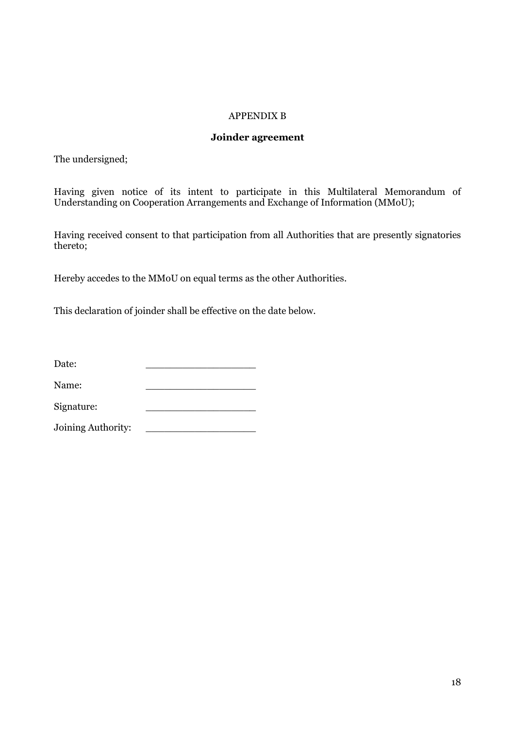APPENDIX B

**Joinder agreement**

The undersigned;

Having given notice of its intent to participate in this Multilateral Memorandum of Understanding on Cooperation Arrangements and Exchange of Information (MMoU);

Having received consent to that participation from all Authorities that are presently signatories thereto;

Hereby accedes to the MMoU on equal terms as the other Authorities.

This declaration of joinder shall be effective on the date below.

Date: ___________________

Name: ___________________

Signature: ___________________

Joining Authority: ___________________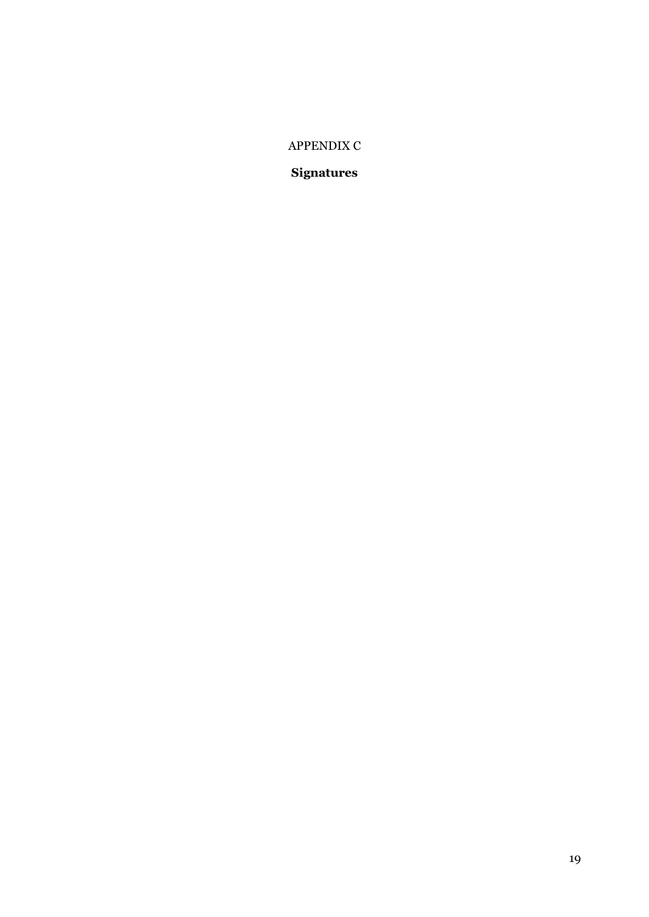APPENDIX C

**Signatures**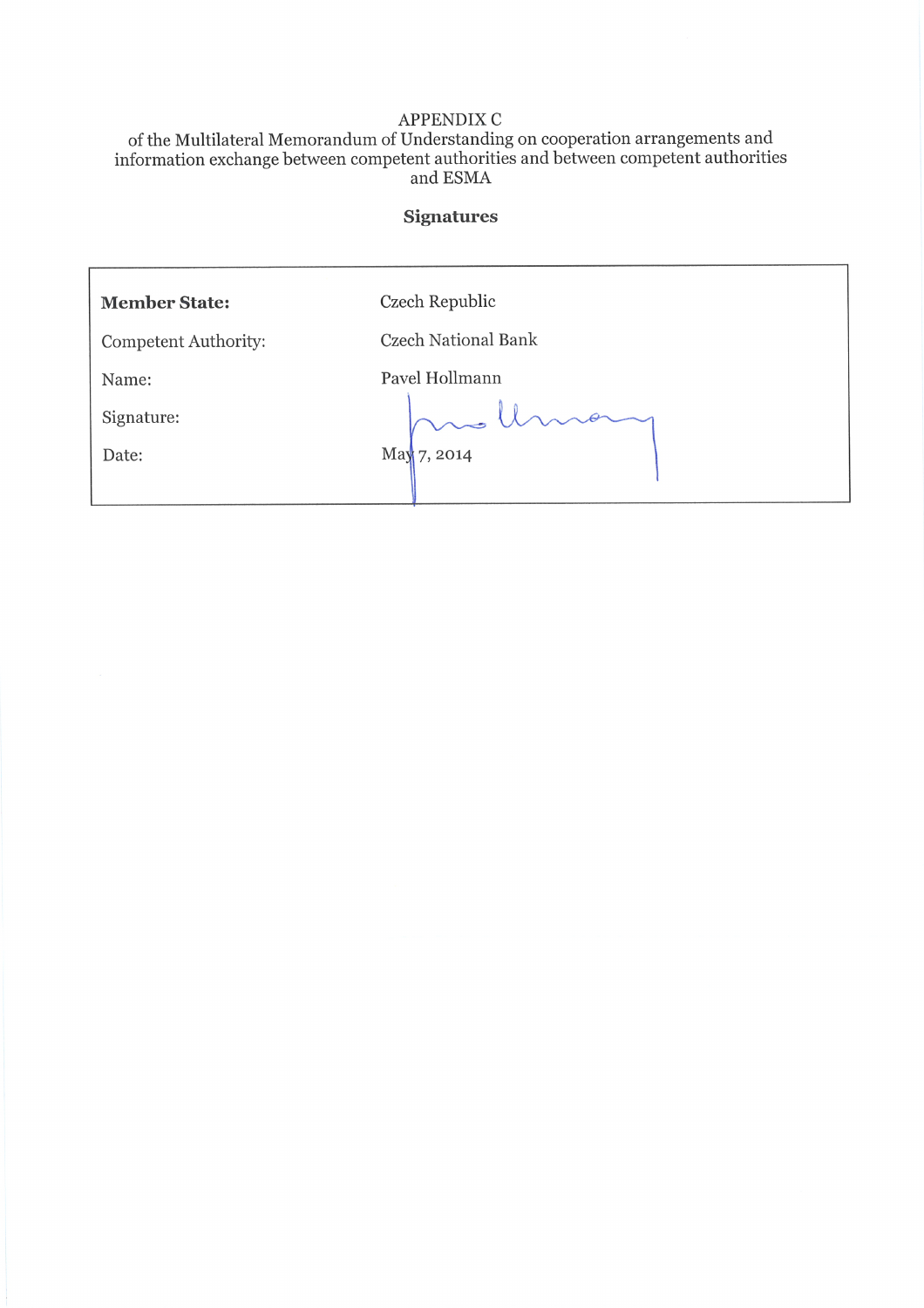APPENDIX C

of the Multilateral Memorandum of Understanding on cooperation arrangements and information exchange between competent authorities and between competent authorities and ESMA

**Signatures**

| | |
|---|---|
| **Member State:** | Czech Republic |
| Competent Authority: | Czech National Bank |
| Name: | Pavel Hollmann |
| Signature: | |
| Date: | May 7, 2014 |